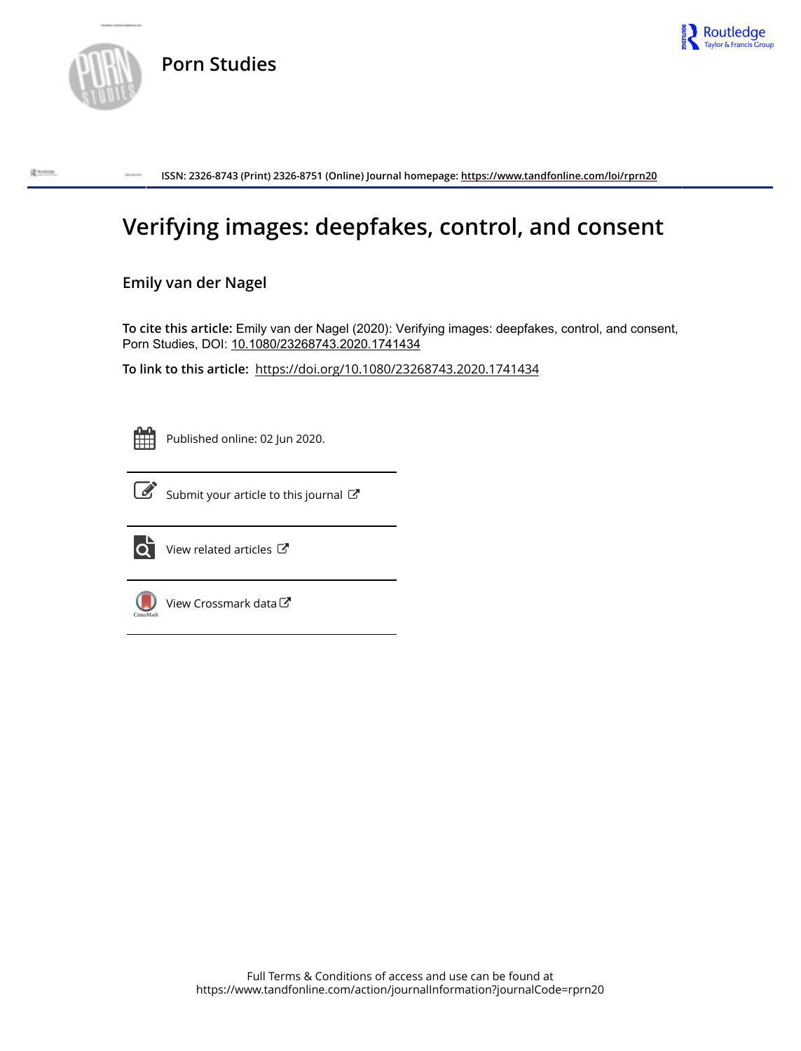Porn Studies

ISSN: 2326-8743 (Print) 2326-8751 (Online) Journal homepage: https://www.tandfonline.com/loi/rprn20

# Verifying images: deepfakes, control, and consent

Emily van der Nagel

**To cite this article:** Emily van der Nagel (2020): Verifying images: deepfakes, control, and consent, Porn Studies, DOI: 10.1080/23268743.2020.1741434

**To link to this article:** https://doi.org/10.1080/23268743.2020.1741434

Published online: 02 Jun 2020.

Submit your article to this journal

View related articles

View Crossmark data

Full Terms & Conditions of access and use can be found at
https://www.tandfonline.com/action/journalInformation?journalCode=rprn20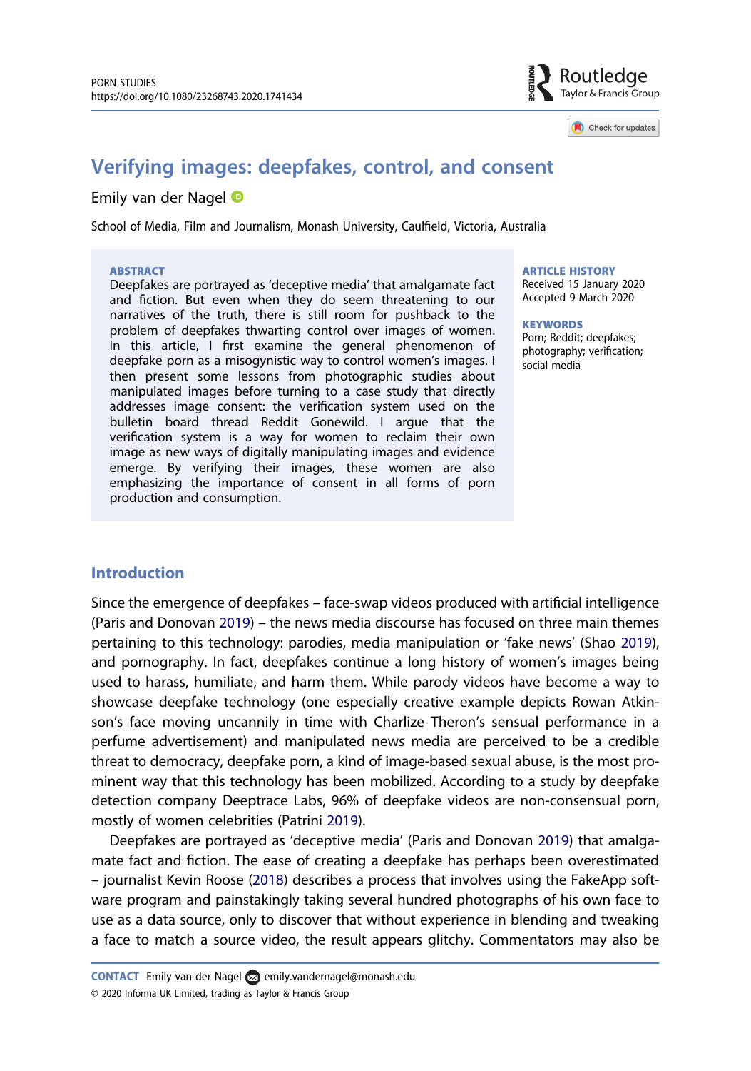# Verifying images: deepfakes, control, and consent

Emily van der Nagel

School of Media, Film and Journalism, Monash University, Caulfield, Victoria, Australia

**ABSTRACT**

Deepfakes are portrayed as 'deceptive media' that amalgamate fact and fiction. But even when they do seem threatening to our narratives of the truth, there is still room for pushback to the problem of deepfakes thwarting control over images of women. In this article, I first examine the general phenomenon of deepfake porn as a misogynistic way to control women's images. I then present some lessons from photographic studies about manipulated images before turning to a case study that directly addresses image consent: the verification system used on the bulletin board thread Reddit Gonewild. I argue that the verification system is a way for women to reclaim their own image as new ways of digitally manipulating images and evidence emerge. By verifying their images, these women are also emphasizing the importance of consent in all forms of porn production and consumption.

**ARTICLE HISTORY**
Received 15 January 2020
Accepted 9 March 2020

**KEYWORDS**
Porn; Reddit; deepfakes; photography; verification; social media

## Introduction

Since the emergence of deepfakes – face-swap videos produced with artificial intelligence (Paris and Donovan 2019) – the news media discourse has focused on three main themes pertaining to this technology: parodies, media manipulation or 'fake news' (Shao 2019), and pornography. In fact, deepfakes continue a long history of women's images being used to harass, humiliate, and harm them. While parody videos have become a way to showcase deepfake technology (one especially creative example depicts Rowan Atkinson's face moving uncannily in time with Charlize Theron's sensual performance in a perfume advertisement) and manipulated news media are perceived to be a credible threat to democracy, deepfake porn, a kind of image-based sexual abuse, is the most prominent way that this technology has been mobilized. According to a study by deepfake detection company Deeptrace Labs, 96% of deepfake videos are non-consensual porn, mostly of women celebrities (Patrini 2019).

Deepfakes are portrayed as 'deceptive media' (Paris and Donovan 2019) that amalgamate fact and fiction. The ease of creating a deepfake has perhaps been overestimated – journalist Kevin Roose (2018) describes a process that involves using the FakeApp software program and painstakingly taking several hundred photographs of his own face to use as a data source, only to discover that without experience in blending and tweaking a face to match a source video, the result appears glitchy. Commentators may also be

**CONTACT** Emily van der Nagel emily.vandernagel@monash.edu
© 2020 Informa UK Limited, trading as Taylor & Francis Group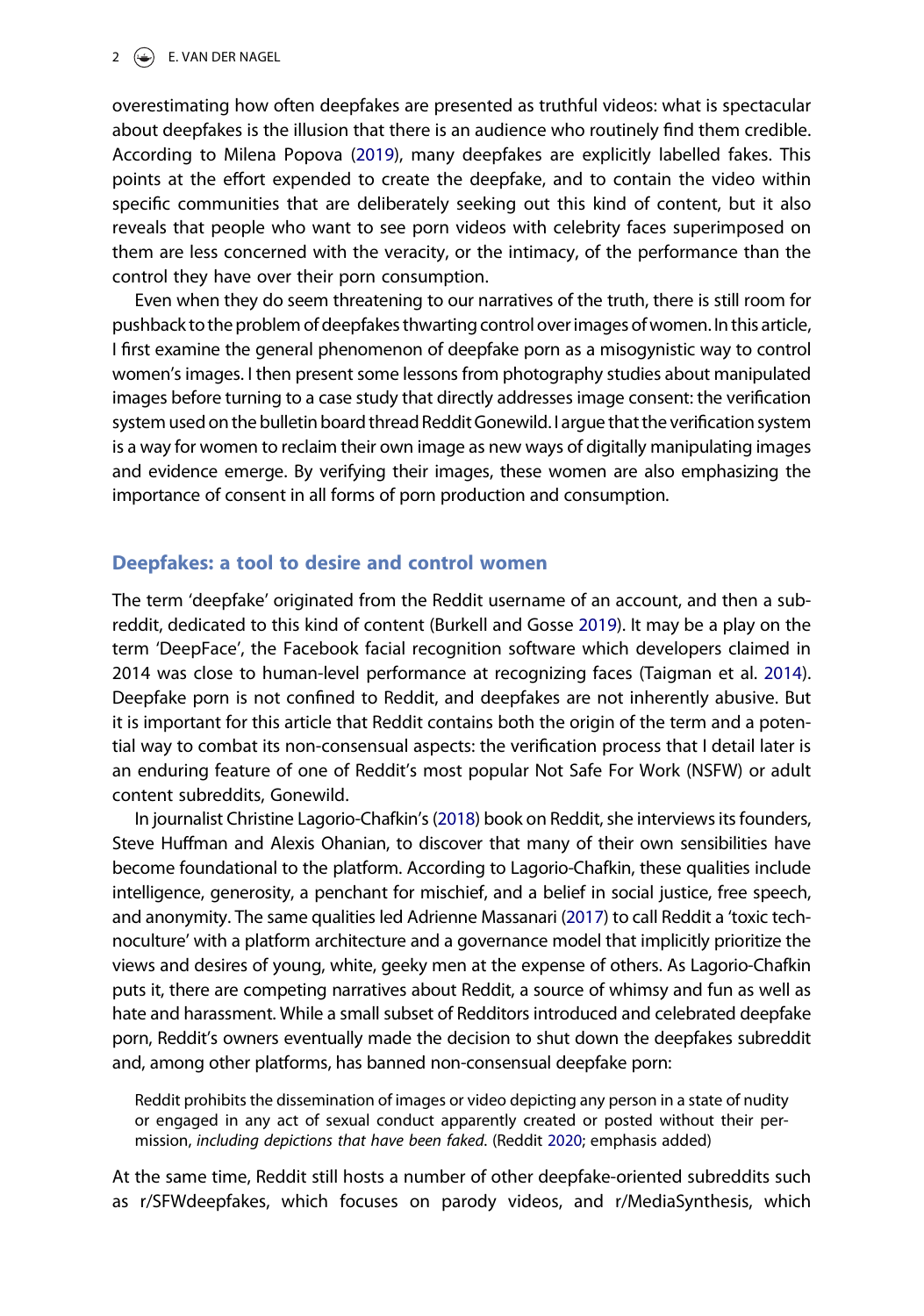overestimating how often deepfakes are presented as truthful videos: what is spectacular about deepfakes is the illusion that there is an audience who routinely find them credible. According to Milena Popova (2019), many deepfakes are explicitly labelled fakes. This points at the effort expended to create the deepfake, and to contain the video within specific communities that are deliberately seeking out this kind of content, but it also reveals that people who want to see porn videos with celebrity faces superimposed on them are less concerned with the veracity, or the intimacy, of the performance than the control they have over their porn consumption.

Even when they do seem threatening to our narratives of the truth, there is still room for pushback to the problem of deepfakes thwarting control over images of women. In this article, I first examine the general phenomenon of deepfake porn as a misogynistic way to control women's images. I then present some lessons from photography studies about manipulated images before turning to a case study that directly addresses image consent: the verification system used on the bulletin board thread Reddit Gonewild. I argue that the verification system is a way for women to reclaim their own image as new ways of digitally manipulating images and evidence emerge. By verifying their images, these women are also emphasizing the importance of consent in all forms of porn production and consumption.

## Deepfakes: a tool to desire and control women

The term 'deepfake' originated from the Reddit username of an account, and then a subreddit, dedicated to this kind of content (Burkell and Gosse 2019). It may be a play on the term 'DeepFace', the Facebook facial recognition software which developers claimed in 2014 was close to human-level performance at recognizing faces (Taigman et al. 2014). Deepfake porn is not confined to Reddit, and deepfakes are not inherently abusive. But it is important for this article that Reddit contains both the origin of the term and a potential way to combat its non-consensual aspects: the verification process that I detail later is an enduring feature of one of Reddit's most popular Not Safe For Work (NSFW) or adult content subreddits, Gonewild.

In journalist Christine Lagorio-Chafkin's (2018) book on Reddit, she interviews its founders, Steve Huffman and Alexis Ohanian, to discover that many of their own sensibilities have become foundational to the platform. According to Lagorio-Chafkin, these qualities include intelligence, generosity, a penchant for mischief, and a belief in social justice, free speech, and anonymity. The same qualities led Adrienne Massanari (2017) to call Reddit a 'toxic technoculture' with a platform architecture and a governance model that implicitly prioritize the views and desires of young, white, geeky men at the expense of others. As Lagorio-Chafkin puts it, there are competing narratives about Reddit, a source of whimsy and fun as well as hate and harassment. While a small subset of Redditors introduced and celebrated deepfake porn, Reddit's owners eventually made the decision to shut down the deepfakes subreddit and, among other platforms, has banned non-consensual deepfake porn:

> Reddit prohibits the dissemination of images or video depicting any person in a state of nudity or engaged in any act of sexual conduct apparently created or posted without their permission, *including depictions that have been faked.* (Reddit 2020; emphasis added)

At the same time, Reddit still hosts a number of other deepfake-oriented subreddits such as r/SFWdeepfakes, which focuses on parody videos, and r/MediaSynthesis, which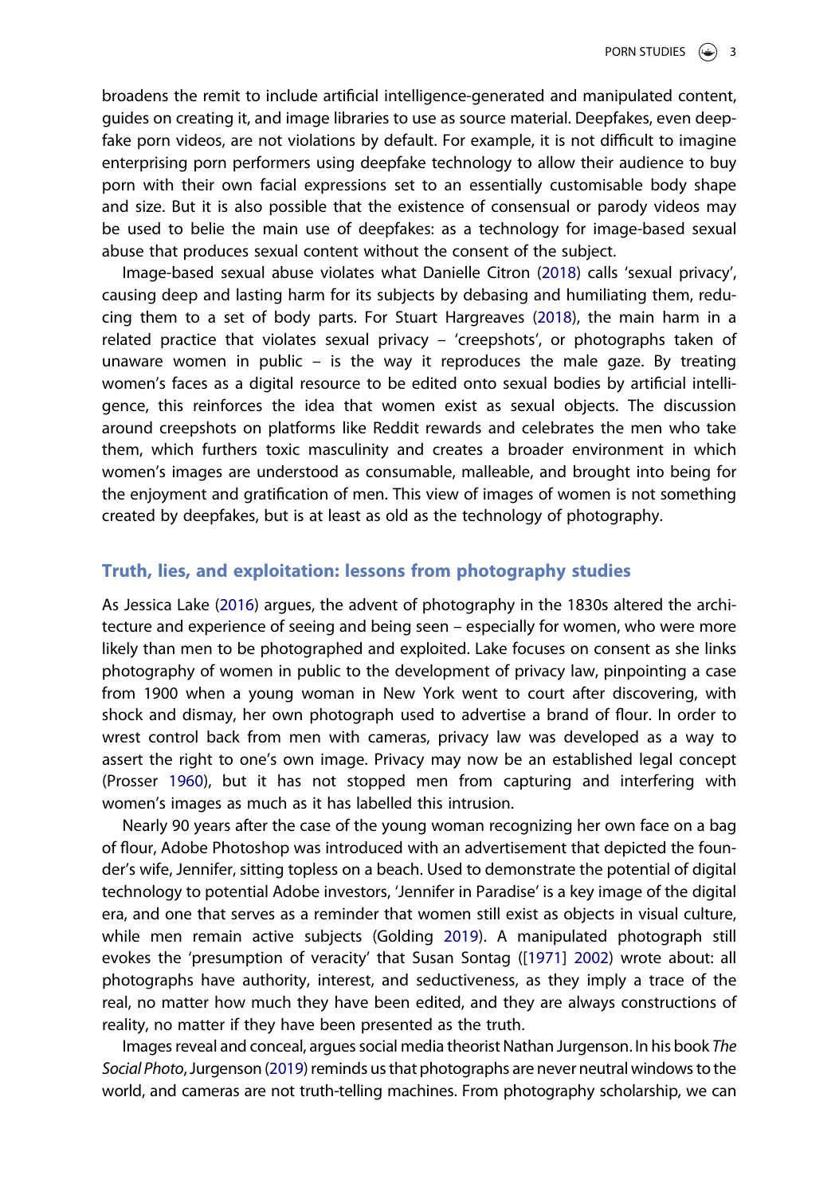broadens the remit to include artificial intelligence-generated and manipulated content, guides on creating it, and image libraries to use as source material. Deepfakes, even deepfake porn videos, are not violations by default. For example, it is not difficult to imagine enterprising porn performers using deepfake technology to allow their audience to buy porn with their own facial expressions set to an essentially customisable body shape and size. But it is also possible that the existence of consensual or parody videos may be used to belie the main use of deepfakes: as a technology for image-based sexual abuse that produces sexual content without the consent of the subject.

Image-based sexual abuse violates what Danielle Citron (2018) calls 'sexual privacy', causing deep and lasting harm for its subjects by debasing and humiliating them, reducing them to a set of body parts. For Stuart Hargreaves (2018), the main harm in a related practice that violates sexual privacy – 'creepshots', or photographs taken of unaware women in public – is the way it reproduces the male gaze. By treating women's faces as a digital resource to be edited onto sexual bodies by artificial intelligence, this reinforces the idea that women exist as sexual objects. The discussion around creepshots on platforms like Reddit rewards and celebrates the men who take them, which furthers toxic masculinity and creates a broader environment in which women's images are understood as consumable, malleable, and brought into being for the enjoyment and gratification of men. This view of images of women is not something created by deepfakes, but is at least as old as the technology of photography.

## Truth, lies, and exploitation: lessons from photography studies

As Jessica Lake (2016) argues, the advent of photography in the 1830s altered the architecture and experience of seeing and being seen – especially for women, who were more likely than men to be photographed and exploited. Lake focuses on consent as she links photography of women in public to the development of privacy law, pinpointing a case from 1900 when a young woman in New York went to court after discovering, with shock and dismay, her own photograph used to advertise a brand of flour. In order to wrest control back from men with cameras, privacy law was developed as a way to assert the right to one's own image. Privacy may now be an established legal concept (Prosser 1960), but it has not stopped men from capturing and interfering with women's images as much as it has labelled this intrusion.

Nearly 90 years after the case of the young woman recognizing her own face on a bag of flour, Adobe Photoshop was introduced with an advertisement that depicted the founder's wife, Jennifer, sitting topless on a beach. Used to demonstrate the potential of digital technology to potential Adobe investors, 'Jennifer in Paradise' is a key image of the digital era, and one that serves as a reminder that women still exist as objects in visual culture, while men remain active subjects (Golding 2019). A manipulated photograph still evokes the 'presumption of veracity' that Susan Sontag ([1971] 2002) wrote about: all photographs have authority, interest, and seductiveness, as they imply a trace of the real, no matter how much they have been edited, and they are always constructions of reality, no matter if they have been presented as the truth.

Images reveal and conceal, argues social media theorist Nathan Jurgenson. In his book *The Social Photo*, Jurgenson (2019) reminds us that photographs are never neutral windows to the world, and cameras are not truth-telling machines. From photography scholarship, we can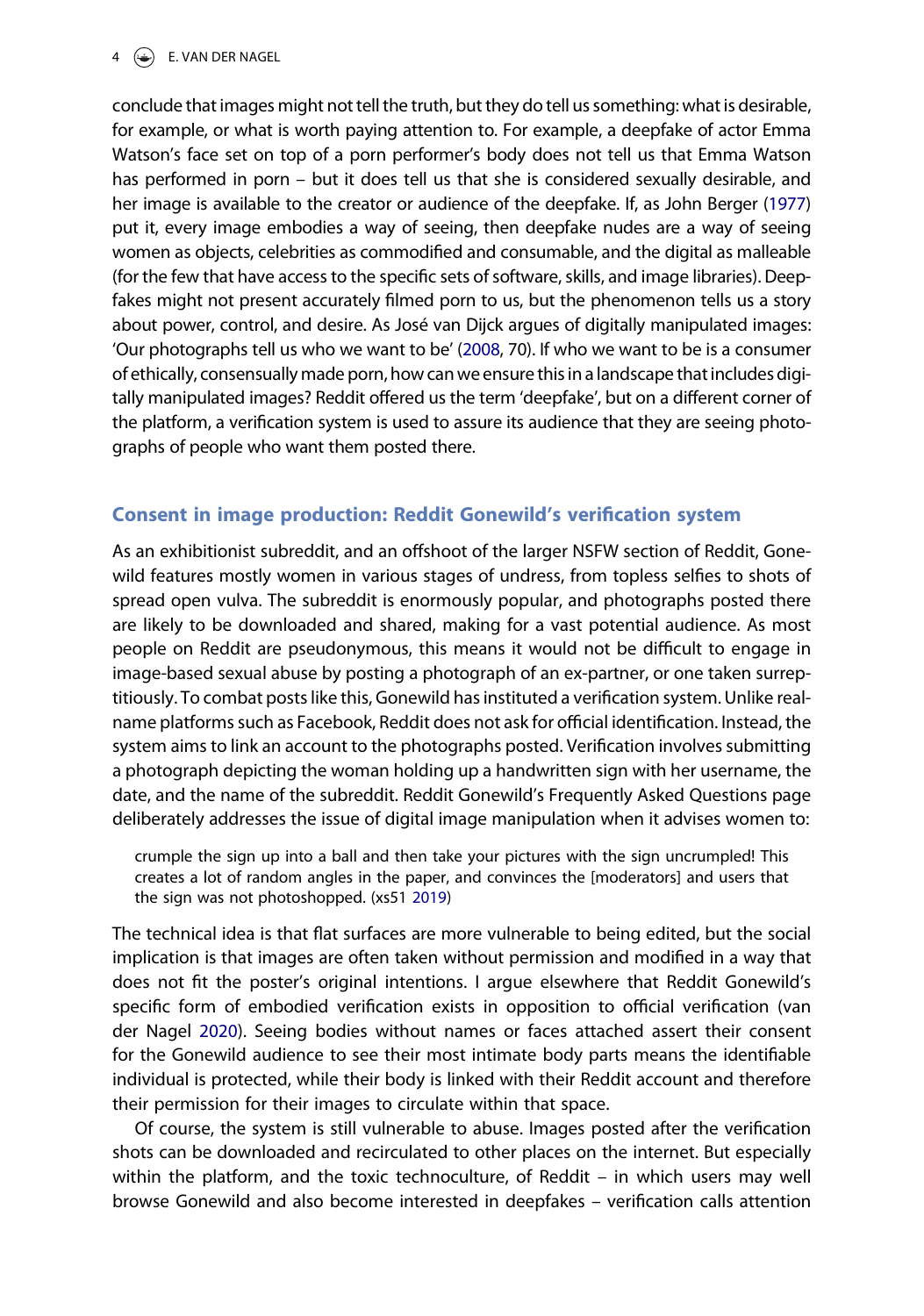conclude that images might not tell the truth, but they do tell us something: what is desirable, for example, or what is worth paying attention to. For example, a deepfake of actor Emma Watson's face set on top of a porn performer's body does not tell us that Emma Watson has performed in porn – but it does tell us that she is considered sexually desirable, and her image is available to the creator or audience of the deepfake. If, as John Berger (1977) put it, every image embodies a way of seeing, then deepfake nudes are a way of seeing women as objects, celebrities as commodified and consumable, and the digital as malleable (for the few that have access to the specific sets of software, skills, and image libraries). Deepfakes might not present accurately filmed porn to us, but the phenomenon tells us a story about power, control, and desire. As José van Dijck argues of digitally manipulated images: 'Our photographs tell us who we want to be' (2008, 70). If who we want to be is a consumer of ethically, consensually made porn, how can we ensure this in a landscape that includes digitally manipulated images? Reddit offered us the term 'deepfake', but on a different corner of the platform, a verification system is used to assure its audience that they are seeing photographs of people who want them posted there.

## Consent in image production: Reddit Gonewild's verification system

As an exhibitionist subreddit, and an offshoot of the larger NSFW section of Reddit, Gonewild features mostly women in various stages of undress, from topless selfies to shots of spread open vulva. The subreddit is enormously popular, and photographs posted there are likely to be downloaded and shared, making for a vast potential audience. As most people on Reddit are pseudonymous, this means it would not be difficult to engage in image-based sexual abuse by posting a photograph of an ex-partner, or one taken surreptitiously. To combat posts like this, Gonewild has instituted a verification system. Unlike real-name platforms such as Facebook, Reddit does not ask for official identification. Instead, the system aims to link an account to the photographs posted. Verification involves submitting a photograph depicting the woman holding up a handwritten sign with her username, the date, and the name of the subreddit. Reddit Gonewild's Frequently Asked Questions page deliberately addresses the issue of digital image manipulation when it advises women to:

> crumple the sign up into a ball and then take your pictures with the sign uncrumpled! This creates a lot of random angles in the paper, and convinces the [moderators] and users that the sign was not photoshopped. (xs51 2019)

The technical idea is that flat surfaces are more vulnerable to being edited, but the social implication is that images are often taken without permission and modified in a way that does not fit the poster's original intentions. I argue elsewhere that Reddit Gonewild's specific form of embodied verification exists in opposition to official verification (van der Nagel 2020). Seeing bodies without names or faces attached assert their consent for the Gonewild audience to see their most intimate body parts means the identifiable individual is protected, while their body is linked with their Reddit account and therefore their permission for their images to circulate within that space.

Of course, the system is still vulnerable to abuse. Images posted after the verification shots can be downloaded and recirculated to other places on the internet. But especially within the platform, and the toxic technoculture, of Reddit – in which users may well browse Gonewild and also become interested in deepfakes – verification calls attention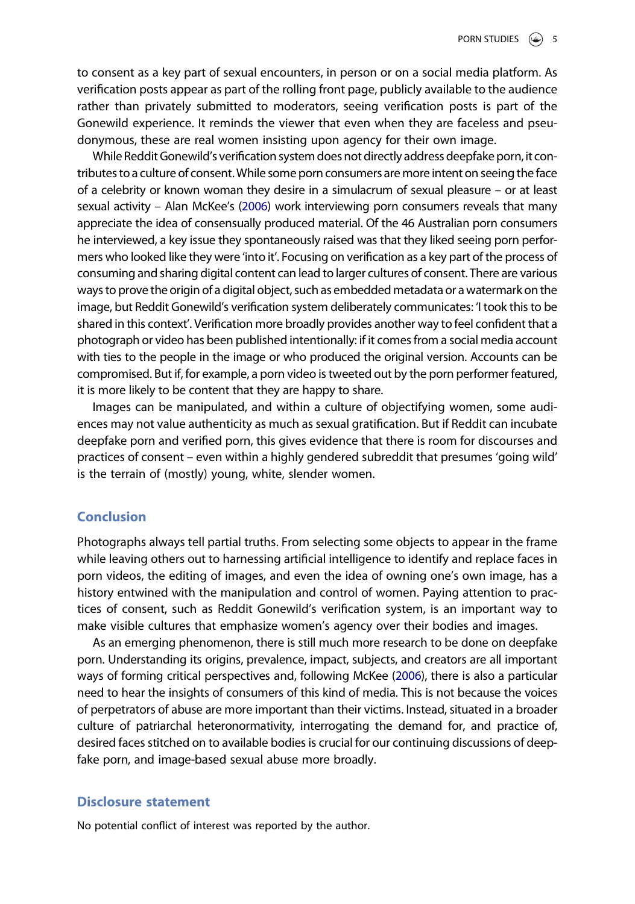to consent as a key part of sexual encounters, in person or on a social media platform. As verification posts appear as part of the rolling front page, publicly available to the audience rather than privately submitted to moderators, seeing verification posts is part of the Gonewild experience. It reminds the viewer that even when they are faceless and pseudonymous, these are real women insisting upon agency for their own image.

While Reddit Gonewild's verification system does not directly address deepfake porn, it contributes to a culture of consent. While some porn consumers are more intent on seeing the face of a celebrity or known woman they desire in a simulacrum of sexual pleasure – or at least sexual activity – Alan McKee's (2006) work interviewing porn consumers reveals that many appreciate the idea of consensually produced material. Of the 46 Australian porn consumers he interviewed, a key issue they spontaneously raised was that they liked seeing porn performers who looked like they were 'into it'. Focusing on verification as a key part of the process of consuming and sharing digital content can lead to larger cultures of consent. There are various ways to prove the origin of a digital object, such as embedded metadata or a watermark on the image, but Reddit Gonewild's verification system deliberately communicates: 'I took this to be shared in this context'. Verification more broadly provides another way to feel confident that a photograph or video has been published intentionally: if it comes from a social media account with ties to the people in the image or who produced the original version. Accounts can be compromised. But if, for example, a porn video is tweeted out by the porn performer featured, it is more likely to be content that they are happy to share.

Images can be manipulated, and within a culture of objectifying women, some audiences may not value authenticity as much as sexual gratification. But if Reddit can incubate deepfake porn and verified porn, this gives evidence that there is room for discourses and practices of consent – even within a highly gendered subreddit that presumes 'going wild' is the terrain of (mostly) young, white, slender women.

## Conclusion

Photographs always tell partial truths. From selecting some objects to appear in the frame while leaving others out to harnessing artificial intelligence to identify and replace faces in porn videos, the editing of images, and even the idea of owning one's own image, has a history entwined with the manipulation and control of women. Paying attention to practices of consent, such as Reddit Gonewild's verification system, is an important way to make visible cultures that emphasize women's agency over their bodies and images.

As an emerging phenomenon, there is still much more research to be done on deepfake porn. Understanding its origins, prevalence, impact, subjects, and creators are all important ways of forming critical perspectives and, following McKee (2006), there is also a particular need to hear the insights of consumers of this kind of media. This is not because the voices of perpetrators of abuse are more important than their victims. Instead, situated in a broader culture of patriarchal heteronormativity, interrogating the demand for, and practice of, desired faces stitched on to available bodies is crucial for our continuing discussions of deepfake porn, and image-based sexual abuse more broadly.

## Disclosure statement

No potential conflict of interest was reported by the author.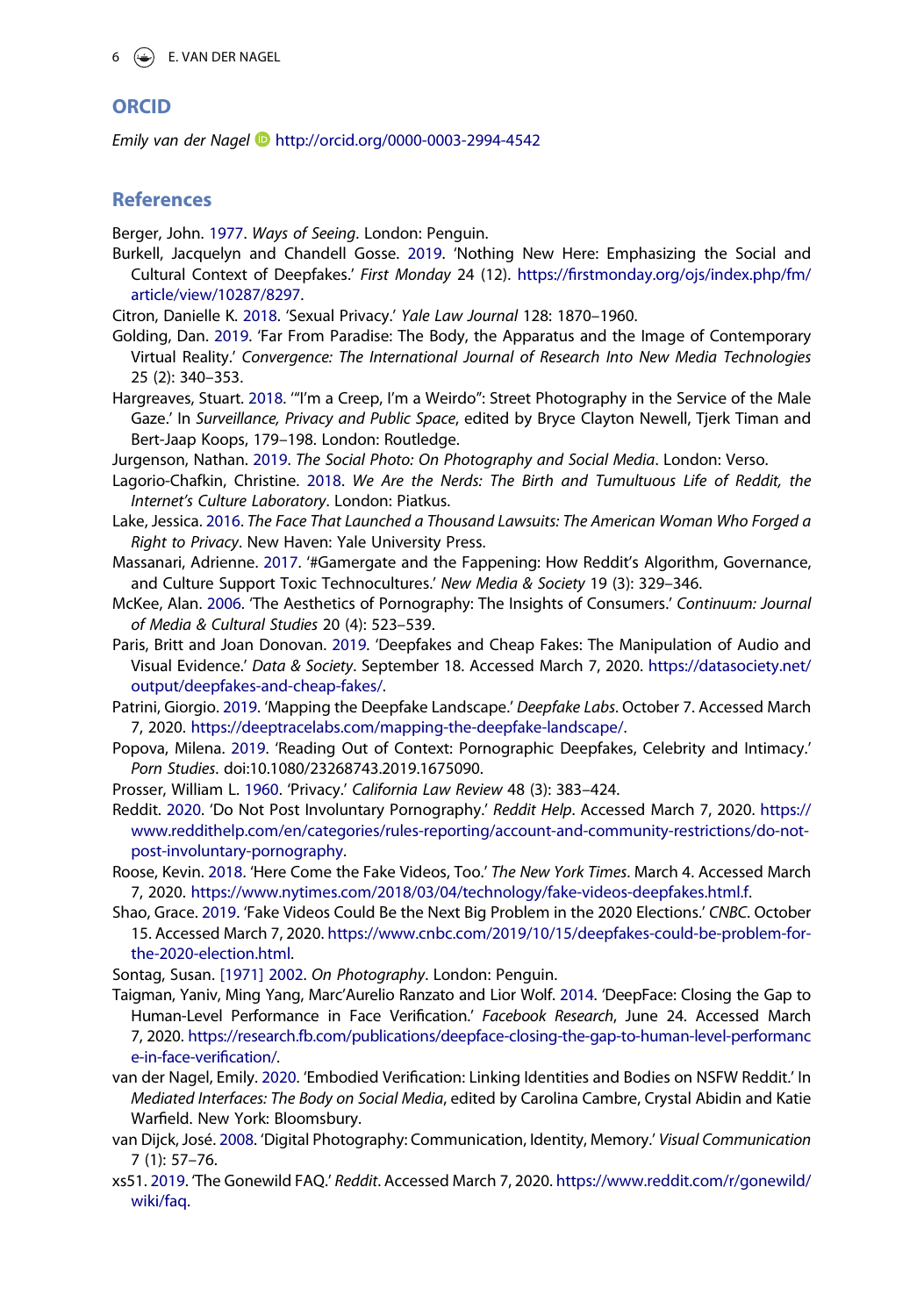## ORCID

*Emily van der Nagel* http://orcid.org/0000-0003-2994-4542

## References

Berger, John. 1977. *Ways of Seeing*. London: Penguin.

Burkell, Jacquelyn and Chandell Gosse. 2019. 'Nothing New Here: Emphasizing the Social and Cultural Context of Deepfakes.' *First Monday* 24 (12). https://firstmonday.org/ojs/index.php/fm/article/view/10287/8297.

Citron, Danielle K. 2018. 'Sexual Privacy.' *Yale Law Journal* 128: 1870–1960.

Golding, Dan. 2019. 'Far From Paradise: The Body, the Apparatus and the Image of Contemporary Virtual Reality.' *Convergence: The International Journal of Research Into New Media Technologies* 25 (2): 340–353.

Hargreaves, Stuart. 2018. '"I'm a Creep, I'm a Weirdo": Street Photography in the Service of the Male Gaze.' In *Surveillance, Privacy and Public Space*, edited by Bryce Clayton Newell, Tjerk Timan and Bert-Jaap Koops, 179–198. London: Routledge.

Jurgenson, Nathan. 2019. *The Social Photo: On Photography and Social Media*. London: Verso.

Lagorio-Chafkin, Christine. 2018. *We Are the Nerds: The Birth and Tumultuous Life of Reddit, the Internet's Culture Laboratory*. London: Piatkus.

Lake, Jessica. 2016. *The Face That Launched a Thousand Lawsuits: The American Woman Who Forged a Right to Privacy*. New Haven: Yale University Press.

Massanari, Adrienne. 2017. '#Gamergate and the Fappening: How Reddit's Algorithm, Governance, and Culture Support Toxic Technocultures.' *New Media & Society* 19 (3): 329–346.

McKee, Alan. 2006. 'The Aesthetics of Pornography: The Insights of Consumers.' *Continuum: Journal of Media & Cultural Studies* 20 (4): 523–539.

Paris, Britt and Joan Donovan. 2019. 'Deepfakes and Cheap Fakes: The Manipulation of Audio and Visual Evidence.' *Data & Society*. September 18. Accessed March 7, 2020. https://datasociety.net/output/deepfakes-and-cheap-fakes/.

Patrini, Giorgio. 2019. 'Mapping the Deepfake Landscape.' *Deepfake Labs*. October 7. Accessed March 7, 2020. https://deeptracelabs.com/mapping-the-deepfake-landscape/.

Popova, Milena. 2019. 'Reading Out of Context: Pornographic Deepfakes, Celebrity and Intimacy.' *Porn Studies*. doi:10.1080/23268743.2019.1675090.

Prosser, William L. 1960. 'Privacy.' *California Law Review* 48 (3): 383–424.

Reddit. 2020. 'Do Not Post Involuntary Pornography.' *Reddit Help*. Accessed March 7, 2020. https://www.reddithelp.com/en/categories/rules-reporting/account-and-community-restrictions/do-not-post-involuntary-pornography.

Roose, Kevin. 2018. 'Here Come the Fake Videos, Too.' *The New York Times*. March 4. Accessed March 7, 2020. https://www.nytimes.com/2018/03/04/technology/fake-videos-deepfakes.html.f.

Shao, Grace. 2019. 'Fake Videos Could Be the Next Big Problem in the 2020 Elections.' *CNBC*. October 15. Accessed March 7, 2020. https://www.cnbc.com/2019/10/15/deepfakes-could-be-problem-for-the-2020-election.html.

Sontag, Susan. [1971] 2002. *On Photography*. London: Penguin.

Taigman, Yaniv, Ming Yang, Marc'Aurelio Ranzato and Lior Wolf. 2014. 'DeepFace: Closing the Gap to Human-Level Performance in Face Verification.' *Facebook Research*, June 24. Accessed March 7, 2020. https://research.fb.com/publications/deepface-closing-the-gap-to-human-level-performance-in-face-verification/.

van der Nagel, Emily. 2020. 'Embodied Verification: Linking Identities and Bodies on NSFW Reddit.' In *Mediated Interfaces: The Body on Social Media*, edited by Carolina Cambre, Crystal Abidin and Katie Warfield. New York: Bloomsbury.

van Dijck, José. 2008. 'Digital Photography: Communication, Identity, Memory.' *Visual Communication* 7 (1): 57–76.

xs51. 2019. 'The Gonewild FAQ.' *Reddit*. Accessed March 7, 2020. https://www.reddit.com/r/gonewild/wiki/faq.